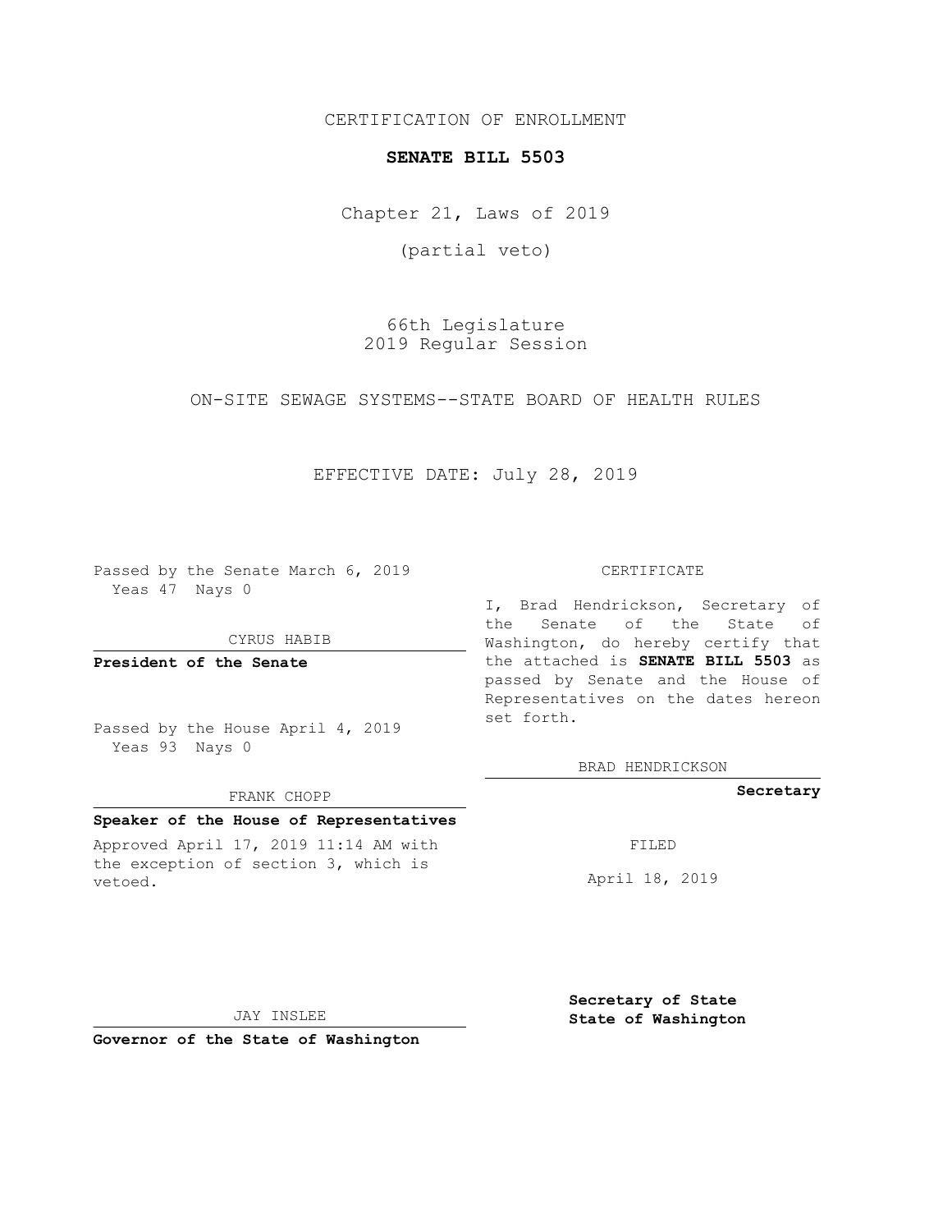CERTIFICATION OF ENROLLMENT

**SENATE BILL 5503**

Chapter 21, Laws of 2019

(partial veto)

66th Legislature
2019 Regular Session

ON-SITE SEWAGE SYSTEMS--STATE BOARD OF HEALTH RULES

EFFECTIVE DATE: July 28, 2019

Passed by the Senate March 6, 2019
Yeas 47 Nays 0

CYRUS HABIB

**President of the Senate**

Passed by the House April 4, 2019
Yeas 93 Nays 0

FRANK CHOPP

**Speaker of the House of Representatives**

Approved April 17, 2019 11:14 AM with the exception of section 3, which is vetoed.

JAY INSLEE

**Governor of the State of Washington**

CERTIFICATE

I, Brad Hendrickson, Secretary of the Senate of the State of Washington, do hereby certify that the attached is **SENATE BILL 5503** as passed by Senate and the House of Representatives on the dates hereon set forth.

BRAD HENDRICKSON

**Secretary**

FILED

April 18, 2019

**Secretary of State**
**State of Washington**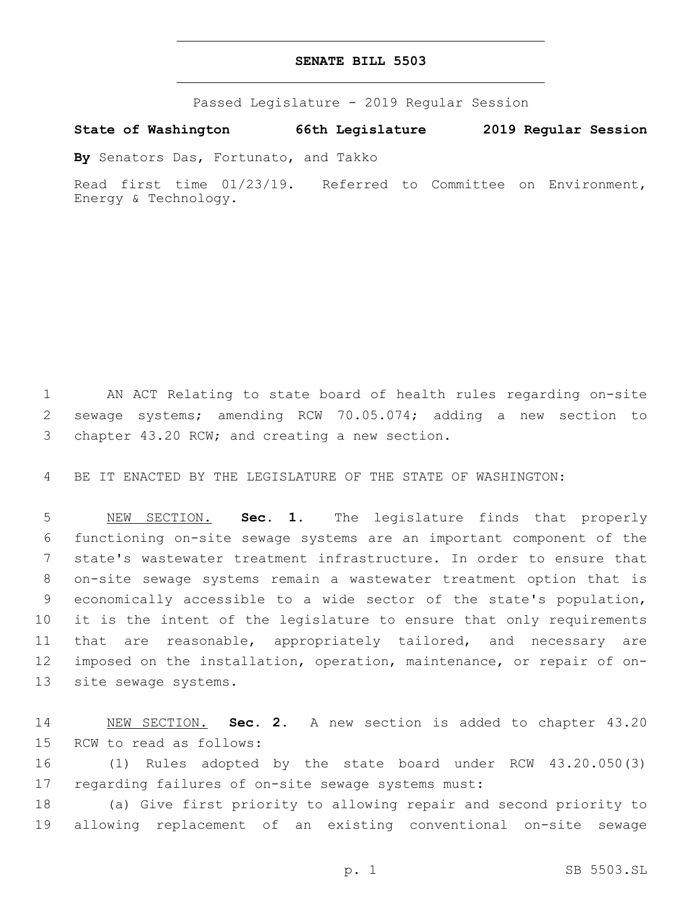# SENATE BILL 5503

Passed Legislature - 2019 Regular Session

**State of Washington 66th Legislature 2019 Regular Session**

**By** Senators Das, Fortunato, and Takko

Read first time 01/23/19. Referred to Committee on Environment, Energy & Technology.

AN ACT Relating to state board of health rules regarding on-site sewage systems; amending RCW 70.05.074; adding a new section to chapter 43.20 RCW; and creating a new section.

BE IT ENACTED BY THE LEGISLATURE OF THE STATE OF WASHINGTON:

NEW SECTION. **Sec. 1.** The legislature finds that properly functioning on-site sewage systems are an important component of the state's wastewater treatment infrastructure. In order to ensure that on-site sewage systems remain a wastewater treatment option that is economically accessible to a wide sector of the state's population, it is the intent of the legislature to ensure that only requirements that are reasonable, appropriately tailored, and necessary are imposed on the installation, operation, maintenance, or repair of on-site sewage systems.

NEW SECTION. **Sec. 2.** A new section is added to chapter 43.20 RCW to read as follows:

(1) Rules adopted by the state board under RCW 43.20.050(3) regarding failures of on-site sewage systems must:

(a) Give first priority to allowing repair and second priority to allowing replacement of an existing conventional on-site sewage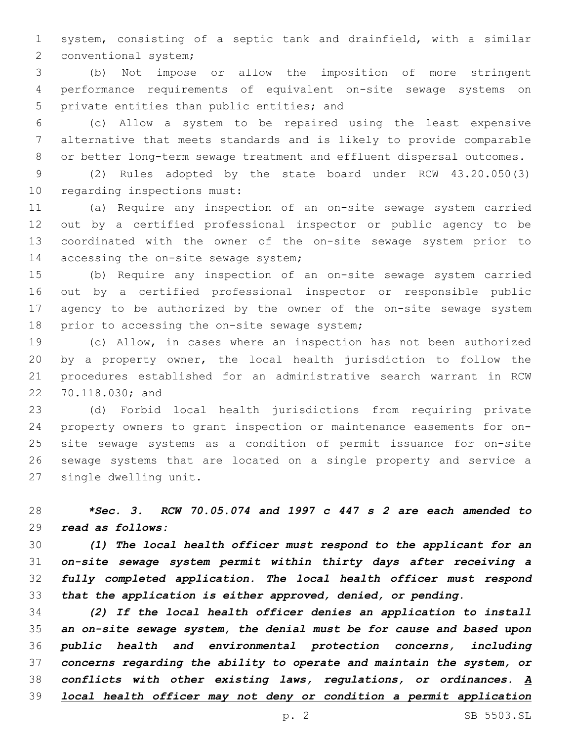system, consisting of a septic tank and drainfield, with a similar conventional system;

(b) Not impose or allow the imposition of more stringent performance requirements of equivalent on-site sewage systems on private entities than public entities; and

(c) Allow a system to be repaired using the least expensive alternative that meets standards and is likely to provide comparable or better long-term sewage treatment and effluent dispersal outcomes.

(2) Rules adopted by the state board under RCW 43.20.050(3) regarding inspections must:

(a) Require any inspection of an on-site sewage system carried out by a certified professional inspector or public agency to be coordinated with the owner of the on-site sewage system prior to accessing the on-site sewage system;

(b) Require any inspection of an on-site sewage system carried out by a certified professional inspector or responsible public agency to be authorized by the owner of the on-site sewage system prior to accessing the on-site sewage system;

(c) Allow, in cases where an inspection has not been authorized by a property owner, the local health jurisdiction to follow the procedures established for an administrative search warrant in RCW 70.118.030; and

(d) Forbid local health jurisdictions from requiring private property owners to grant inspection or maintenance easements for on-site sewage systems as a condition of permit issuance for on-site sewage systems that are located on a single property and service a single dwelling unit.

***Sec. 3. RCW 70.05.074 and 1997 c 447 s 2 are each amended to read as follows:***

***(1) The local health officer must respond to the applicant for an on-site sewage system permit within thirty days after receiving a fully completed application. The local health officer must respond that the application is either approved, denied, or pending.***

***(2) If the local health officer denies an application to install an on-site sewage system, the denial must be for cause and based upon public health and environmental protection concerns, including concerns regarding the ability to operate and maintain the system, or conflicts with other existing laws, regulations, or ordinances. <u>A local health officer may not deny or condition a permit application</u>***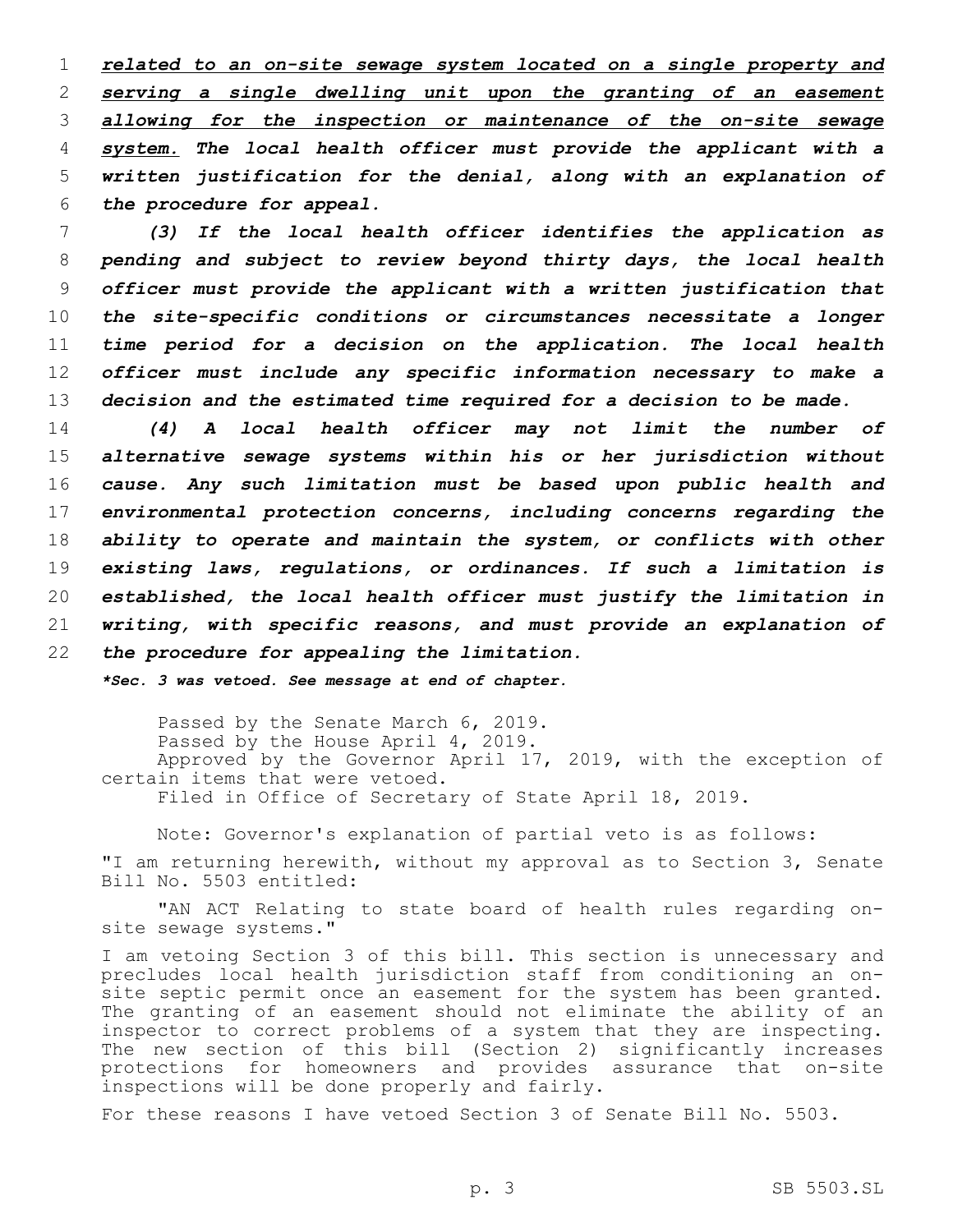***related to an on-site sewage system located on a single property and serving a single dwelling unit upon the granting of an easement allowing for the inspection or maintenance of the on-site sewage system.*** ***The local health officer must provide the applicant with a written justification for the denial, along with an explanation of the procedure for appeal.***

***(3) If the local health officer identifies the application as pending and subject to review beyond thirty days, the local health officer must provide the applicant with a written justification that the site-specific conditions or circumstances necessitate a longer time period for a decision on the application. The local health officer must include any specific information necessary to make a decision and the estimated time required for a decision to be made.***

***(4) A local health officer may not limit the number of alternative sewage systems within his or her jurisdiction without cause. Any such limitation must be based upon public health and environmental protection concerns, including concerns regarding the ability to operate and maintain the system, or conflicts with other existing laws, regulations, or ordinances. If such a limitation is established, the local health officer must justify the limitation in writing, with specific reasons, and must provide an explanation of the procedure for appealing the limitation.***

***\*Sec. 3 was vetoed. See message at end of chapter.***

Passed by the Senate March 6, 2019.
Passed by the House April 4, 2019.
Approved by the Governor April 17, 2019, with the exception of certain items that were vetoed.
Filed in Office of Secretary of State April 18, 2019.

Note: Governor's explanation of partial veto is as follows:

"I am returning herewith, without my approval as to Section 3, Senate Bill No. 5503 entitled:

"AN ACT Relating to state board of health rules regarding on-site sewage systems."

I am vetoing Section 3 of this bill. This section is unnecessary and precludes local health jurisdiction staff from conditioning an on-site septic permit once an easement for the system has been granted. The granting of an easement should not eliminate the ability of an inspector to correct problems of a system that they are inspecting. The new section of this bill (Section 2) significantly increases protections for homeowners and provides assurance that on-site inspections will be done properly and fairly.

For these reasons I have vetoed Section 3 of Senate Bill No. 5503.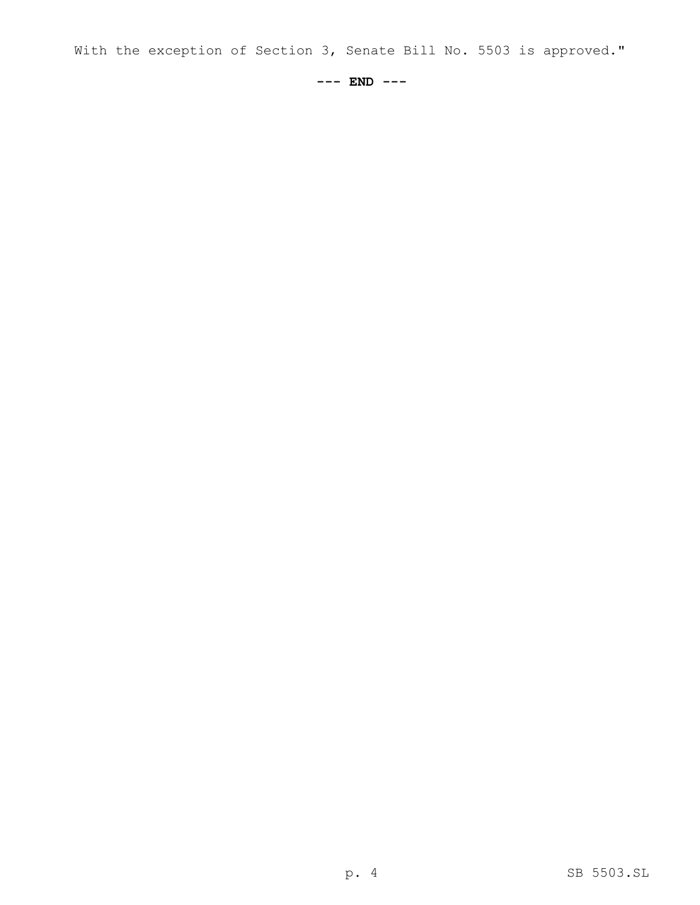With the exception of Section 3, Senate Bill No. 5503 is approved."

**--- END ---**